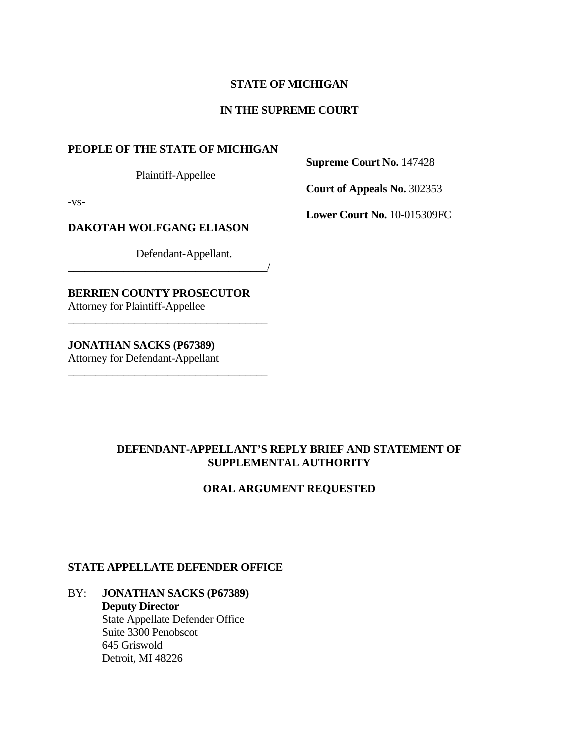**STATE OF MICHIGAN**

**IN THE SUPREME COURT**

**PEOPLE OF THE STATE OF MICHIGAN**

Plaintiff-Appellee

-vs-

**DAKOTAH WOLFGANG ELIASON**

Defendant-Appellant.
\_\_\_\_\_\_\_\_\_\_\_\_\_\_\_\_\_\_\_\_\_\_\_\_\_\_\_\_\_\_\_\_\_\_\_\_/

**Supreme Court No.** 147428

**Court of Appeals No.** 302353

**Lower Court No.** 10-015309FC

**BERRIEN COUNTY PROSECUTOR**
Attorney for Plaintiff-Appellee

---

**JONATHAN SACKS (P67389)**
Attorney for Defendant-Appellant

---

**DEFENDANT-APPELLANT'S REPLY BRIEF AND STATEMENT OF SUPPLEMENTAL AUTHORITY**

**ORAL ARGUMENT REQUESTED**

**STATE APPELLATE DEFENDER OFFICE**

BY: **JONATHAN SACKS (P67389)**
**Deputy Director**
State Appellate Defender Office
Suite 3300 Penobscot
645 Griswold
Detroit, MI 48226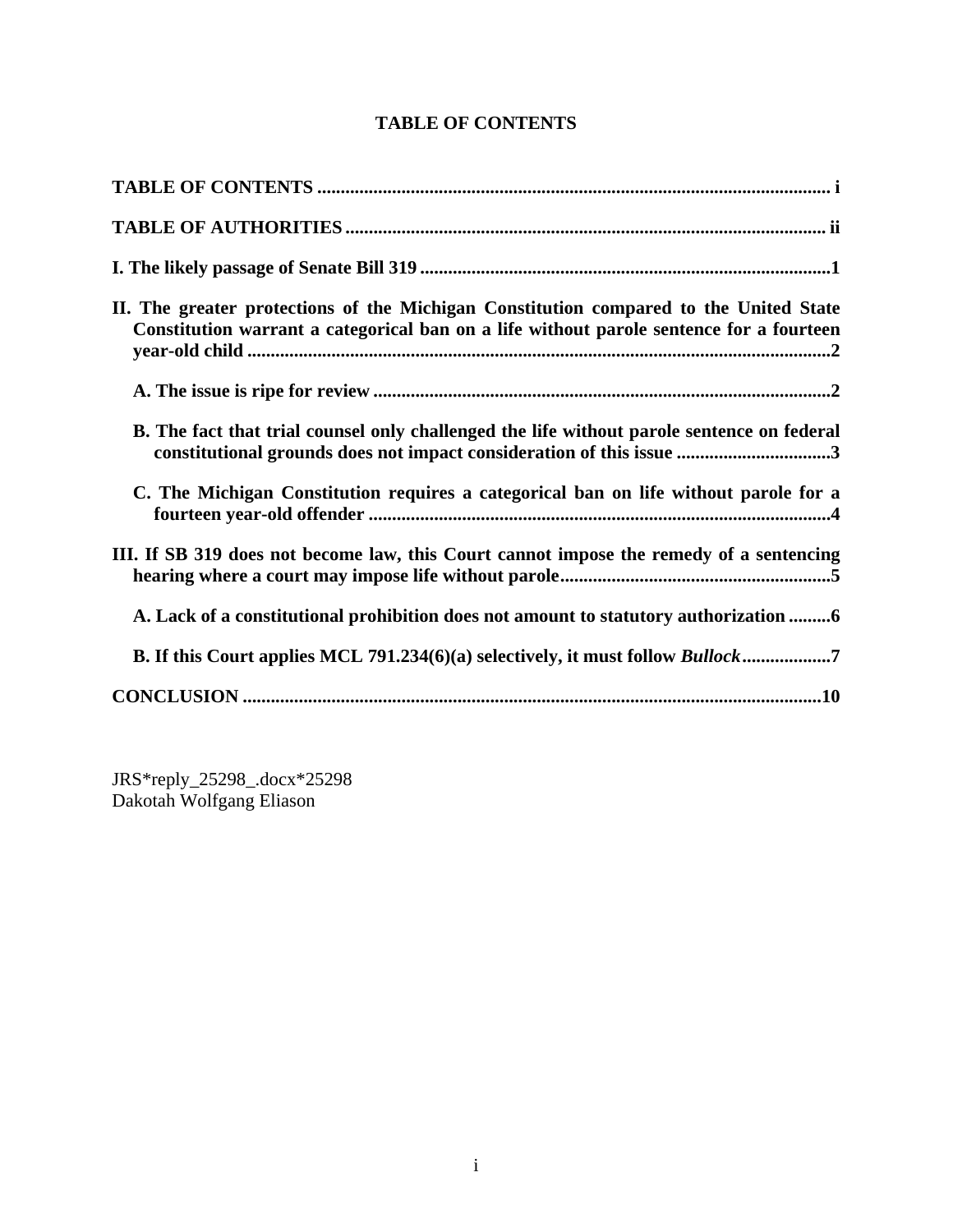**TABLE OF CONTENTS**

**TABLE OF CONTENTS** .......................................................................................................... i

**TABLE OF AUTHORITIES** ..................................................................................................... ii

**I. The likely passage of Senate Bill 319** ....................................................................................1

**II. The greater protections of the Michigan Constitution compared to the United State Constitution warrant a categorical ban on a life without parole sentence for a fourteen year-old child** ..........................................................................................................................2

**A. The issue is ripe for review** ...............................................................................................2

**B. The fact that trial counsel only challenged the life without parole sentence on federal constitutional grounds does not impact consideration of this issue** .................................3

**C. The Michigan Constitution requires a categorical ban on life without parole for a fourteen year-old offender** ..................................................................................................4

**III. If SB 319 does not become law, this Court cannot impose the remedy of a sentencing hearing where a court may impose life without parole**.........................................................5

**A. Lack of a constitutional prohibition does not amount to statutory authorization** .........6

**B. If this Court applies MCL 791.234(6)(a) selectively, it must follow *Bullock***...................7

**CONCLUSION** .........................................................................................................................10

JRS*reply_25298_.docx*25298
Dakotah Wolfgang Eliason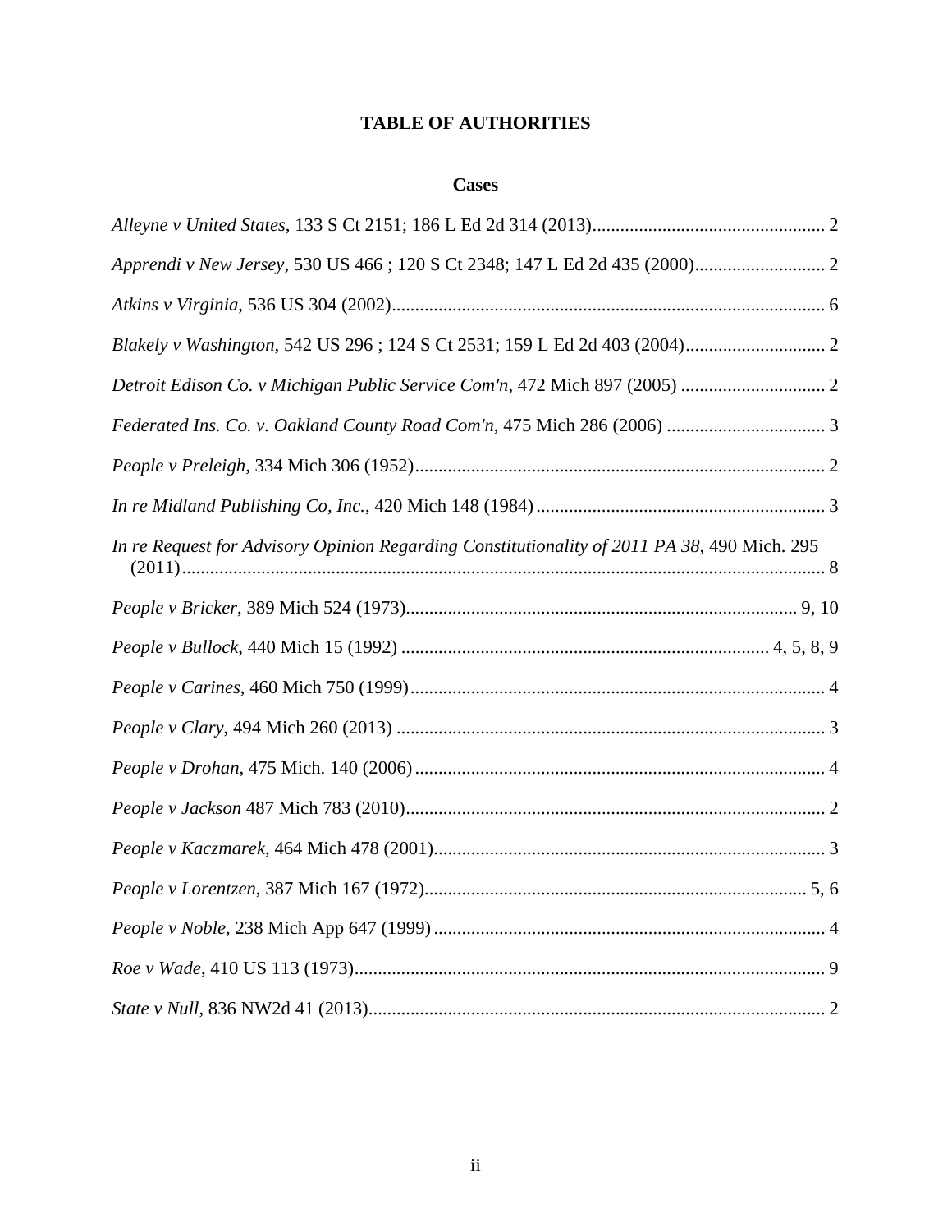# TABLE OF AUTHORITIES

## Cases

*Alleyne v United States*, 133 S Ct 2151; 186 L Ed 2d 314 (2013).................................................. 2

*Apprendi v New Jersey*, 530 US 466 ; 120 S Ct 2348; 147 L Ed 2d 435 (2000)............................ 2

*Atkins v Virginia*, 536 US 304 (2002)............................................................................................. 6

*Blakely v Washington*, 542 US 296 ; 124 S Ct 2531; 159 L Ed 2d 403 (2004).............................. 2

*Detroit Edison Co. v Michigan Public Service Com'n*, 472 Mich 897 (2005) ............................... 2

*Federated Ins. Co. v. Oakland County Road Com'n*, 475 Mich 286 (2006) .................................. 3

*People v Preleigh*, 334 Mich 306 (1952)........................................................................................ 2

*In re Midland Publishing Co, Inc.*, 420 Mich 148 (1984) .............................................................. 3

*In re Request for Advisory Opinion Regarding Constitutionality of 2011 PA 38*, 490 Mich. 295 (2011).......................................................................................................................................... 8

*People v Bricker*, 389 Mich 524 (1973)................................................................................... 9, 10

*People v Bullock*, 440 Mich 15 (1992) ............................................................................. 4, 5, 8, 9

*People v Carines*, 460 Mich 750 (1999)......................................................................................... 4

*People v Clary*, 494 Mich 260 (2013) ............................................................................................ 3

*People v Drohan*, 475 Mich. 140 (2006)........................................................................................ 4

*People v Jackson* 487 Mich 783 (2010).......................................................................................... 2

*People v Kaczmarek*, 464 Mich 478 (2001).................................................................................... 3

*People v Lorentzen*, 387 Mich 167 (1972)................................................................................. 5, 6

*People v Noble*, 238 Mich App 647 (1999) .................................................................................... 4

*Roe v Wade*, 410 US 113 (1973)..................................................................................................... 9

*State v Null*, 836 NW2d 41 (2013).................................................................................................. 2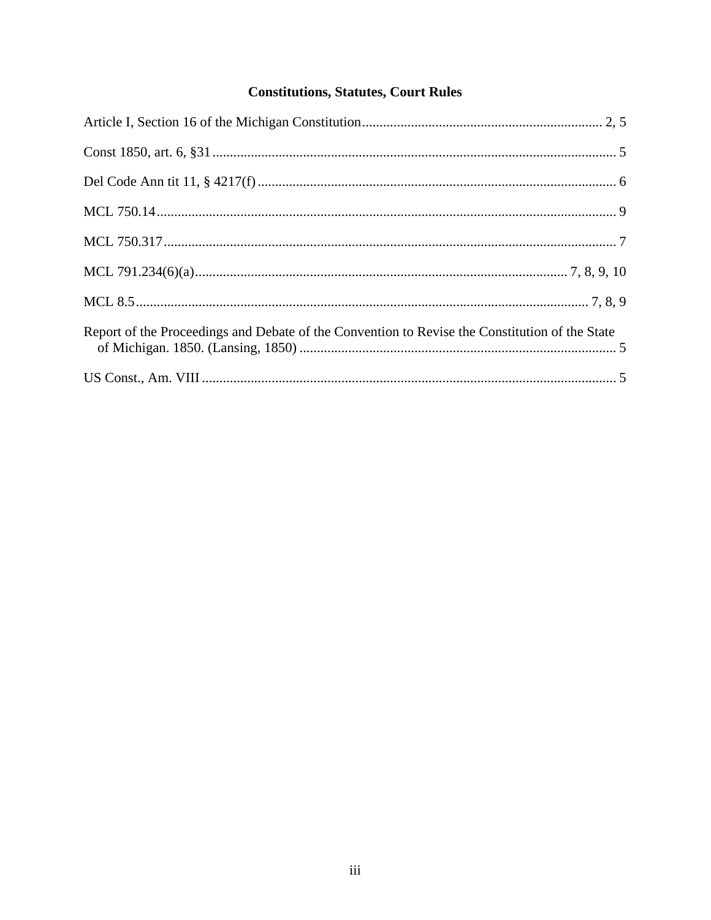## Constitutions, Statutes, Court Rules

Article I, Section 16 of the Michigan Constitution .................................................................... 2, 5

Const 1850, art. 6, §31 ................................................................................................................... 5

Del Code Ann tit 11, § 4217(f) ...................................................................................................... 6

MCL 750.14 .................................................................................................................................... 9

MCL 750.317 .................................................................................................................................. 7

MCL 791.234(6)(a) ......................................................................................................... 7, 8, 9, 10

MCL 8.5 ................................................................................................................................ 7, 8, 9

Report of the Proceedings and Debate of the Convention to Revise the Constitution of the State of Michigan. 1850. (Lansing, 1850) ........................................................................................... 5

US Const., Am. VIII ....................................................................................................................... 5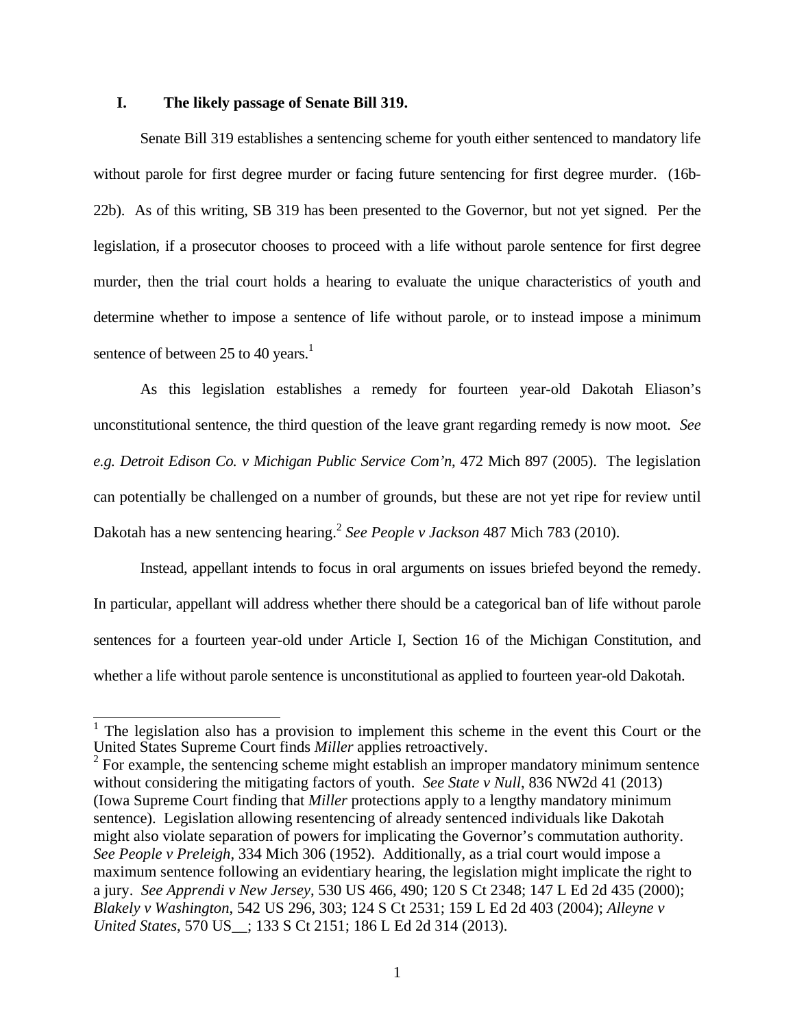## I. The likely passage of Senate Bill 319.

Senate Bill 319 establishes a sentencing scheme for youth either sentenced to mandatory life without parole for first degree murder or facing future sentencing for first degree murder. (16b-22b). As of this writing, SB 319 has been presented to the Governor, but not yet signed. Per the legislation, if a prosecutor chooses to proceed with a life without parole sentence for first degree murder, then the trial court holds a hearing to evaluate the unique characteristics of youth and determine whether to impose a sentence of life without parole, or to instead impose a minimum sentence of between 25 to 40 years.[1]

As this legislation establishes a remedy for fourteen year-old Dakotah Eliason's unconstitutional sentence, the third question of the leave grant regarding remedy is now moot. *See e.g. Detroit Edison Co. v Michigan Public Service Com'n*, 472 Mich 897 (2005). The legislation can potentially be challenged on a number of grounds, but these are not yet ripe for review until Dakotah has a new sentencing hearing.[2] *See People v Jackson* 487 Mich 783 (2010).

Instead, appellant intends to focus in oral arguments on issues briefed beyond the remedy. In particular, appellant will address whether there should be a categorical ban of life without parole sentences for a fourteen year-old under Article I, Section 16 of the Michigan Constitution, and whether a life without parole sentence is unconstitutional as applied to fourteen year-old Dakotah.

---

[1] The legislation also has a provision to implement this scheme in the event this Court or the United States Supreme Court finds *Miller* applies retroactively.

[2] For example, the sentencing scheme might establish an improper mandatory minimum sentence without considering the mitigating factors of youth. *See State v Null*, 836 NW2d 41 (2013) (Iowa Supreme Court finding that *Miller* protections apply to a lengthy mandatory minimum sentence). Legislation allowing resentencing of already sentenced individuals like Dakotah might also violate separation of powers for implicating the Governor's commutation authority. *See People v Preleigh*, 334 Mich 306 (1952). Additionally, as a trial court would impose a maximum sentence following an evidentiary hearing, the legislation might implicate the right to a jury. *See Apprendi v New Jersey*, 530 US 466, 490; 120 S Ct 2348; 147 L Ed 2d 435 (2000); *Blakely v Washington*, 542 US 296, 303; 124 S Ct 2531; 159 L Ed 2d 403 (2004); *Alleyne v United States*, 570 US__; 133 S Ct 2151; 186 L Ed 2d 314 (2013).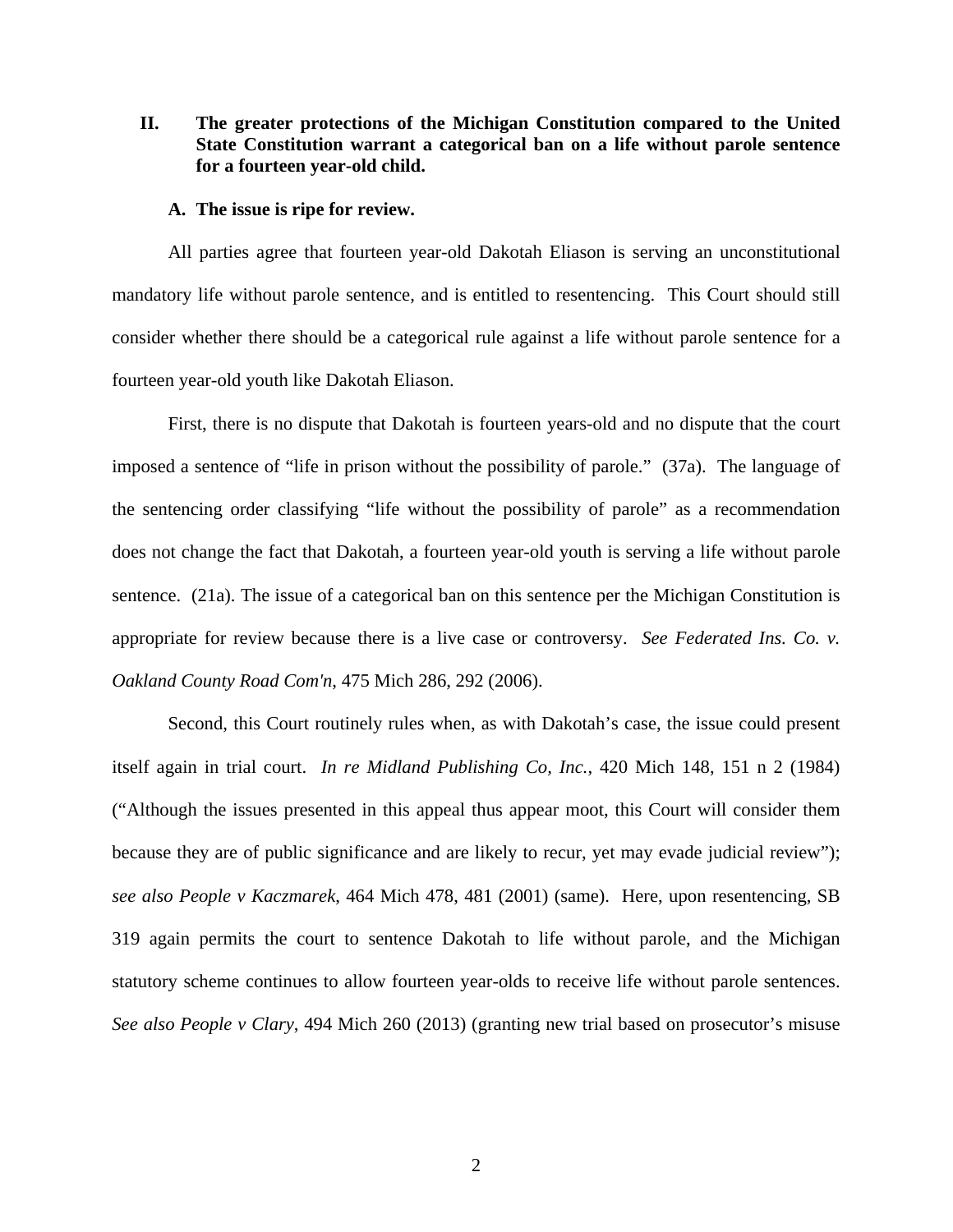## II. The greater protections of the Michigan Constitution compared to the United State Constitution warrant a categorical ban on a life without parole sentence for a fourteen year-old child.

### A. The issue is ripe for review.

All parties agree that fourteen year-old Dakotah Eliason is serving an unconstitutional mandatory life without parole sentence, and is entitled to resentencing. This Court should still consider whether there should be a categorical rule against a life without parole sentence for a fourteen year-old youth like Dakotah Eliason.

First, there is no dispute that Dakotah is fourteen years-old and no dispute that the court imposed a sentence of "life in prison without the possibility of parole." (37a). The language of the sentencing order classifying "life without the possibility of parole" as a recommendation does not change the fact that Dakotah, a fourteen year-old youth is serving a life without parole sentence. (21a). The issue of a categorical ban on this sentence per the Michigan Constitution is appropriate for review because there is a live case or controversy. *See Federated Ins. Co. v. Oakland County Road Com'n*, 475 Mich 286, 292 (2006).

Second, this Court routinely rules when, as with Dakotah's case, the issue could present itself again in trial court. *In re Midland Publishing Co, Inc.*, 420 Mich 148, 151 n 2 (1984) ("Although the issues presented in this appeal thus appear moot, this Court will consider them because they are of public significance and are likely to recur, yet may evade judicial review"); *see also People v Kaczmarek*, 464 Mich 478, 481 (2001) (same). Here, upon resentencing, SB 319 again permits the court to sentence Dakotah to life without parole, and the Michigan statutory scheme continues to allow fourteen year-olds to receive life without parole sentences. *See also People v Clary*, 494 Mich 260 (2013) (granting new trial based on prosecutor's misuse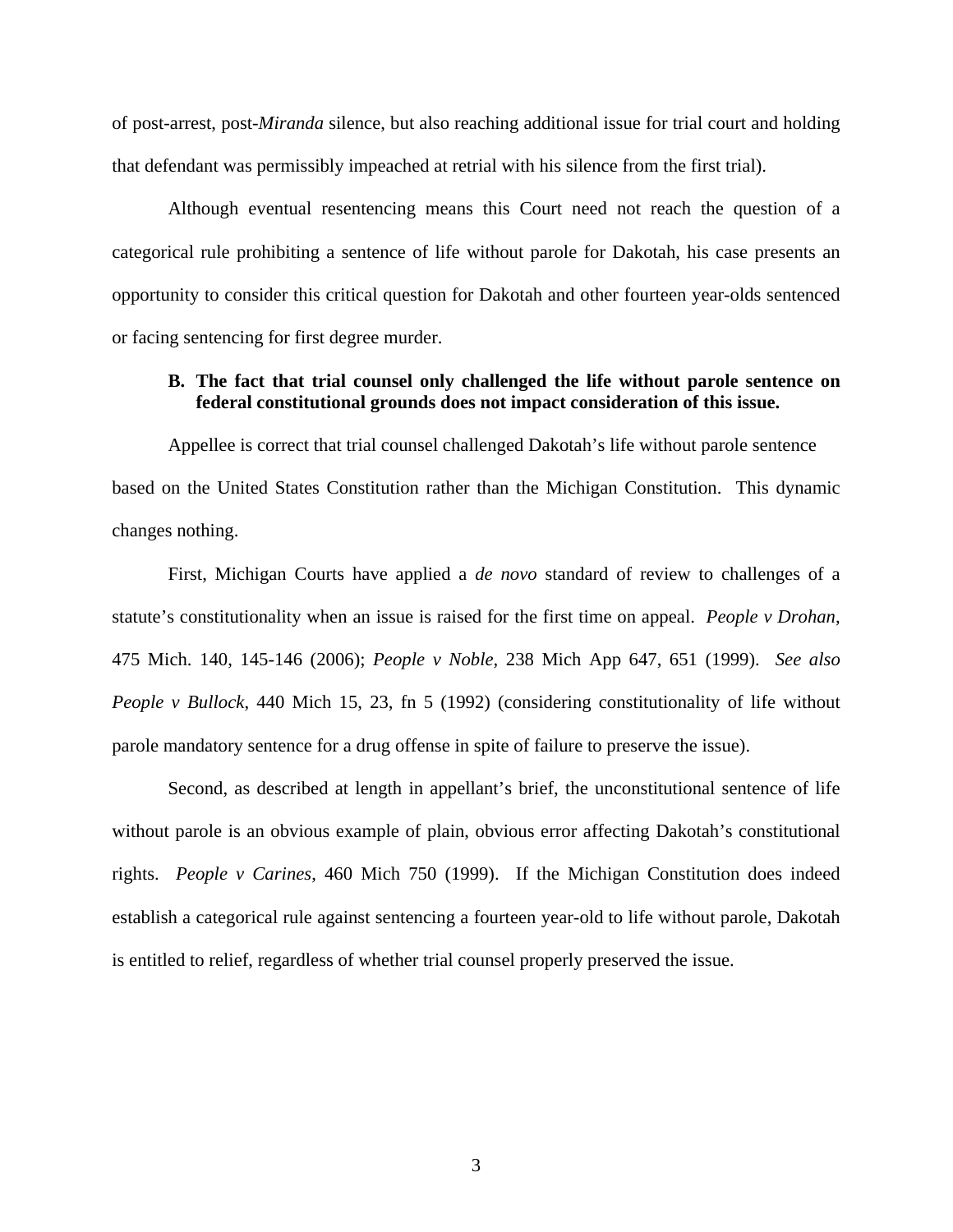of post-arrest, post-*Miranda* silence, but also reaching additional issue for trial court and holding that defendant was permissibly impeached at retrial with his silence from the first trial).

Although eventual resentencing means this Court need not reach the question of a categorical rule prohibiting a sentence of life without parole for Dakotah, his case presents an opportunity to consider this critical question for Dakotah and other fourteen year-olds sentenced or facing sentencing for first degree murder.

### B. The fact that trial counsel only challenged the life without parole sentence on federal constitutional grounds does not impact consideration of this issue.

Appellee is correct that trial counsel challenged Dakotah's life without parole sentence based on the United States Constitution rather than the Michigan Constitution. This dynamic changes nothing.

First, Michigan Courts have applied a *de novo* standard of review to challenges of a statute's constitutionality when an issue is raised for the first time on appeal. *People v Drohan*, 475 Mich. 140, 145-146 (2006); *People v Noble*, 238 Mich App 647, 651 (1999). *See also People v Bullock*, 440 Mich 15, 23, fn 5 (1992) (considering constitutionality of life without parole mandatory sentence for a drug offense in spite of failure to preserve the issue).

Second, as described at length in appellant's brief, the unconstitutional sentence of life without parole is an obvious example of plain, obvious error affecting Dakotah's constitutional rights. *People v Carines*, 460 Mich 750 (1999). If the Michigan Constitution does indeed establish a categorical rule against sentencing a fourteen year-old to life without parole, Dakotah is entitled to relief, regardless of whether trial counsel properly preserved the issue.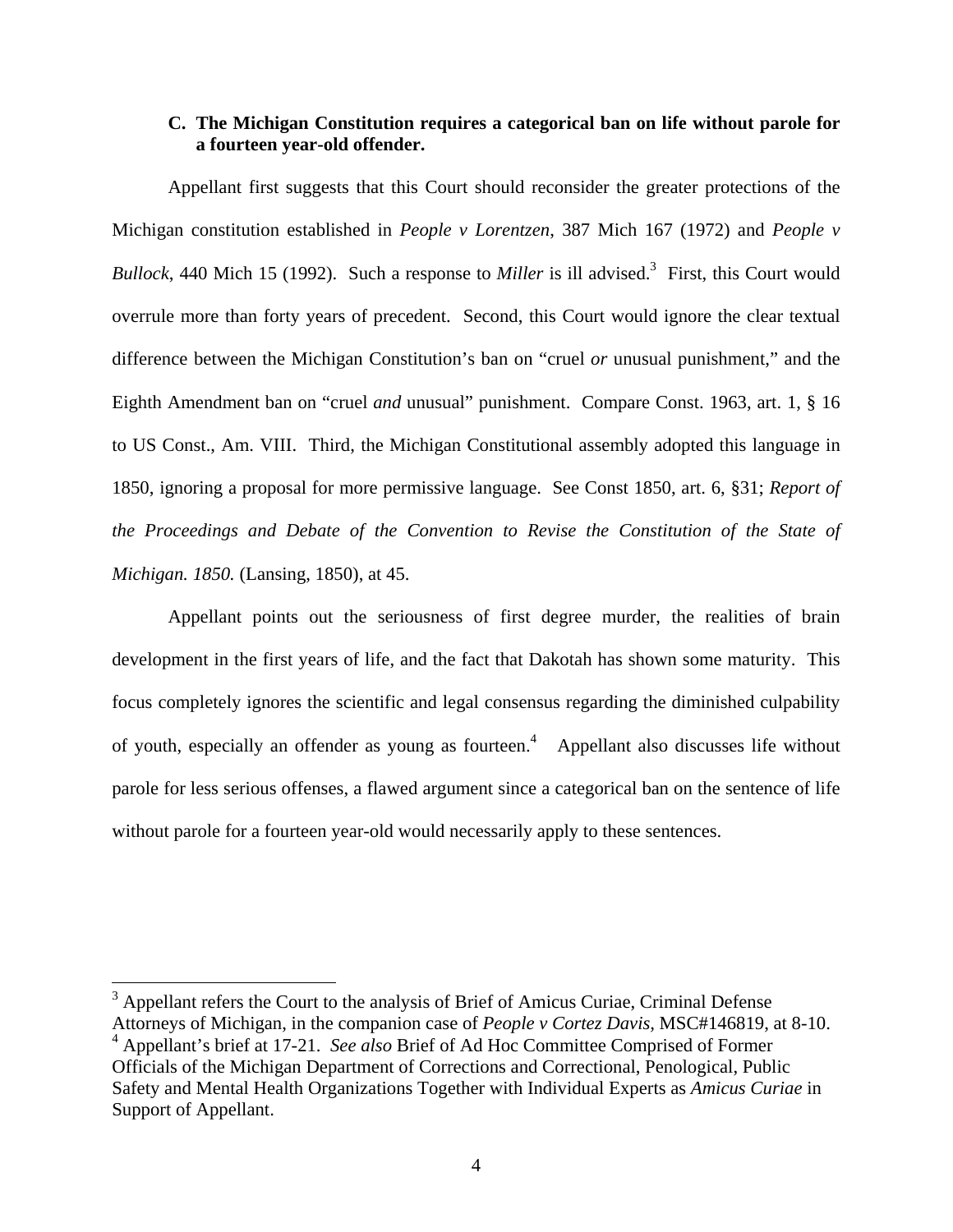### C. The Michigan Constitution requires a categorical ban on life without parole for a fourteen year-old offender.

Appellant first suggests that this Court should reconsider the greater protections of the Michigan constitution established in *People v Lorentzen*, 387 Mich 167 (1972) and *People v Bullock*, 440 Mich 15 (1992). Such a response to *Miller* is ill advised.[3] First, this Court would overrule more than forty years of precedent. Second, this Court would ignore the clear textual difference between the Michigan Constitution's ban on "cruel *or* unusual punishment," and the Eighth Amendment ban on "cruel *and* unusual" punishment. Compare Const. 1963, art. 1, § 16 to US Const., Am. VIII. Third, the Michigan Constitutional assembly adopted this language in 1850, ignoring a proposal for more permissive language. See Const 1850, art. 6, §31; *Report of the Proceedings and Debate of the Convention to Revise the Constitution of the State of Michigan. 1850.* (Lansing, 1850), at 45.

Appellant points out the seriousness of first degree murder, the realities of brain development in the first years of life, and the fact that Dakotah has shown some maturity. This focus completely ignores the scientific and legal consensus regarding the diminished culpability of youth, especially an offender as young as fourteen.[4] Appellant also discusses life without parole for less serious offenses, a flawed argument since a categorical ban on the sentence of life without parole for a fourteen year-old would necessarily apply to these sentences.

---

[3] Appellant refers the Court to the analysis of Brief of Amicus Curiae, Criminal Defense Attorneys of Michigan, in the companion case of *People v Cortez Davis*, MSC#146819, at 8-10.

[4] Appellant's brief at 17-21. *See also* Brief of Ad Hoc Committee Comprised of Former Officials of the Michigan Department of Corrections and Correctional, Penological, Public Safety and Mental Health Organizations Together with Individual Experts as *Amicus Curiae* in Support of Appellant.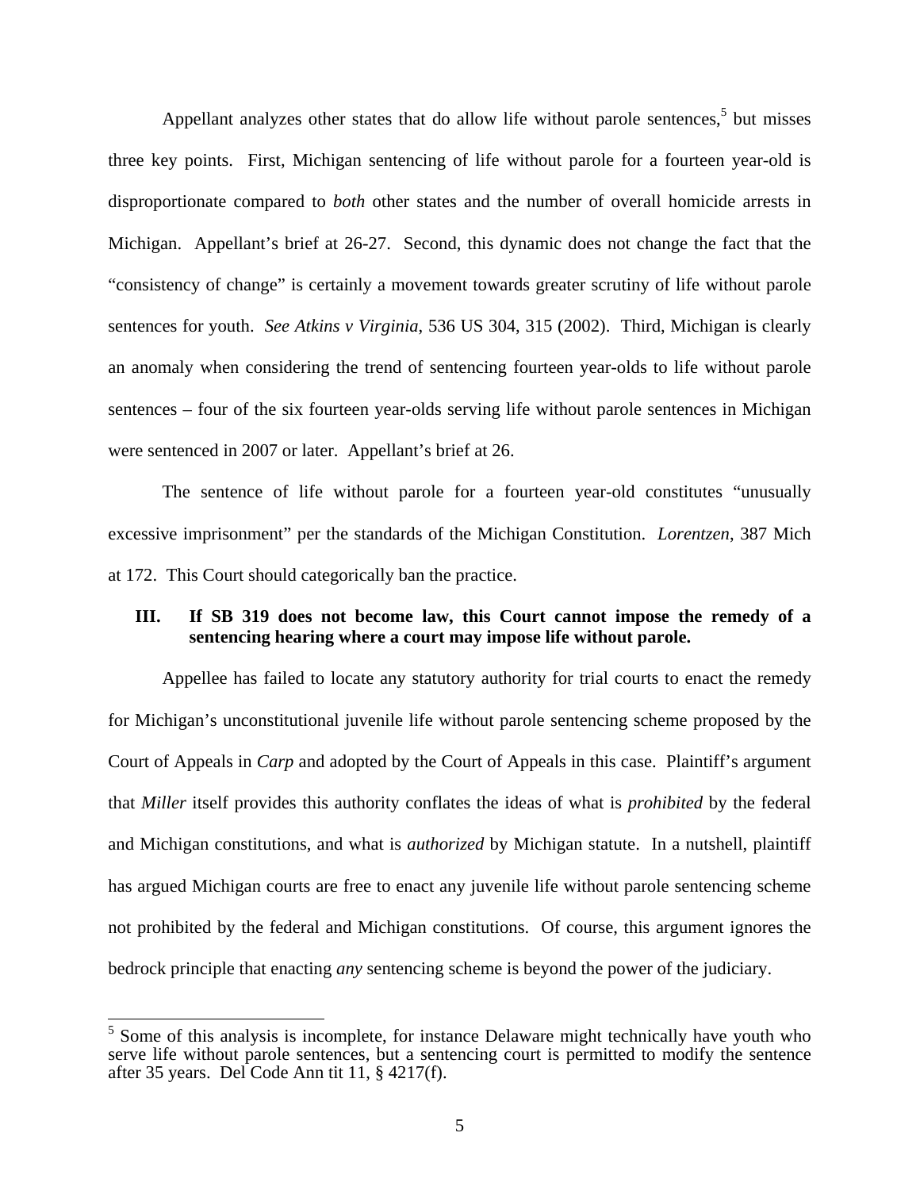Appellant analyzes other states that do allow life without parole sentences,[5] but misses three key points. First, Michigan sentencing of life without parole for a fourteen year-old is disproportionate compared to *both* other states and the number of overall homicide arrests in Michigan. Appellant's brief at 26-27. Second, this dynamic does not change the fact that the "consistency of change" is certainly a movement towards greater scrutiny of life without parole sentences for youth. *See Atkins v Virginia*, 536 US 304, 315 (2002). Third, Michigan is clearly an anomaly when considering the trend of sentencing fourteen year-olds to life without parole sentences – four of the six fourteen year-olds serving life without parole sentences in Michigan were sentenced in 2007 or later. Appellant's brief at 26.

The sentence of life without parole for a fourteen year-old constitutes "unusually excessive imprisonment" per the standards of the Michigan Constitution. *Lorentzen*, 387 Mich at 172. This Court should categorically ban the practice.

## III. If SB 319 does not become law, this Court cannot impose the remedy of a sentencing hearing where a court may impose life without parole.

Appellee has failed to locate any statutory authority for trial courts to enact the remedy for Michigan's unconstitutional juvenile life without parole sentencing scheme proposed by the Court of Appeals in *Carp* and adopted by the Court of Appeals in this case. Plaintiff's argument that *Miller* itself provides this authority conflates the ideas of what is *prohibited* by the federal and Michigan constitutions, and what is *authorized* by Michigan statute. In a nutshell, plaintiff has argued Michigan courts are free to enact any juvenile life without parole sentencing scheme not prohibited by the federal and Michigan constitutions. Of course, this argument ignores the bedrock principle that enacting *any* sentencing scheme is beyond the power of the judiciary.

[5] Some of this analysis is incomplete, for instance Delaware might technically have youth who serve life without parole sentences, but a sentencing court is permitted to modify the sentence after 35 years. Del Code Ann tit 11, § 4217(f).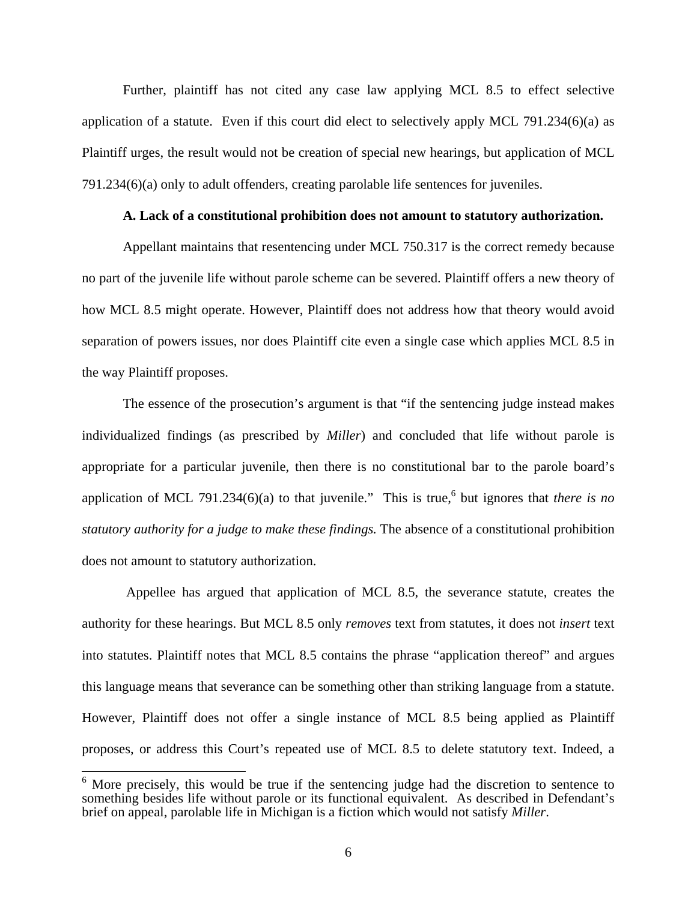Further, plaintiff has not cited any case law applying MCL 8.5 to effect selective application of a statute. Even if this court did elect to selectively apply MCL 791.234(6)(a) as Plaintiff urges, the result would not be creation of special new hearings, but application of MCL 791.234(6)(a) only to adult offenders, creating parolable life sentences for juveniles.

### A. Lack of a constitutional prohibition does not amount to statutory authorization.

Appellant maintains that resentencing under MCL 750.317 is the correct remedy because no part of the juvenile life without parole scheme can be severed. Plaintiff offers a new theory of how MCL 8.5 might operate. However, Plaintiff does not address how that theory would avoid separation of powers issues, nor does Plaintiff cite even a single case which applies MCL 8.5 in the way Plaintiff proposes.

The essence of the prosecution's argument is that "if the sentencing judge instead makes individualized findings (as prescribed by *Miller*) and concluded that life without parole is appropriate for a particular juvenile, then there is no constitutional bar to the parole board's application of MCL 791.234(6)(a) to that juvenile." This is true,[6] but ignores that *there is no statutory authority for a judge to make these findings.* The absence of a constitutional prohibition does not amount to statutory authorization.

Appellee has argued that application of MCL 8.5, the severance statute, creates the authority for these hearings. But MCL 8.5 only *removes* text from statutes, it does not *insert* text into statutes. Plaintiff notes that MCL 8.5 contains the phrase "application thereof" and argues this language means that severance can be something other than striking language from a statute. However, Plaintiff does not offer a single instance of MCL 8.5 being applied as Plaintiff proposes, or address this Court's repeated use of MCL 8.5 to delete statutory text. Indeed, a

---

[6] More precisely, this would be true if the sentencing judge had the discretion to sentence to something besides life without parole or its functional equivalent. As described in Defendant's brief on appeal, parolable life in Michigan is a fiction which would not satisfy *Miller*.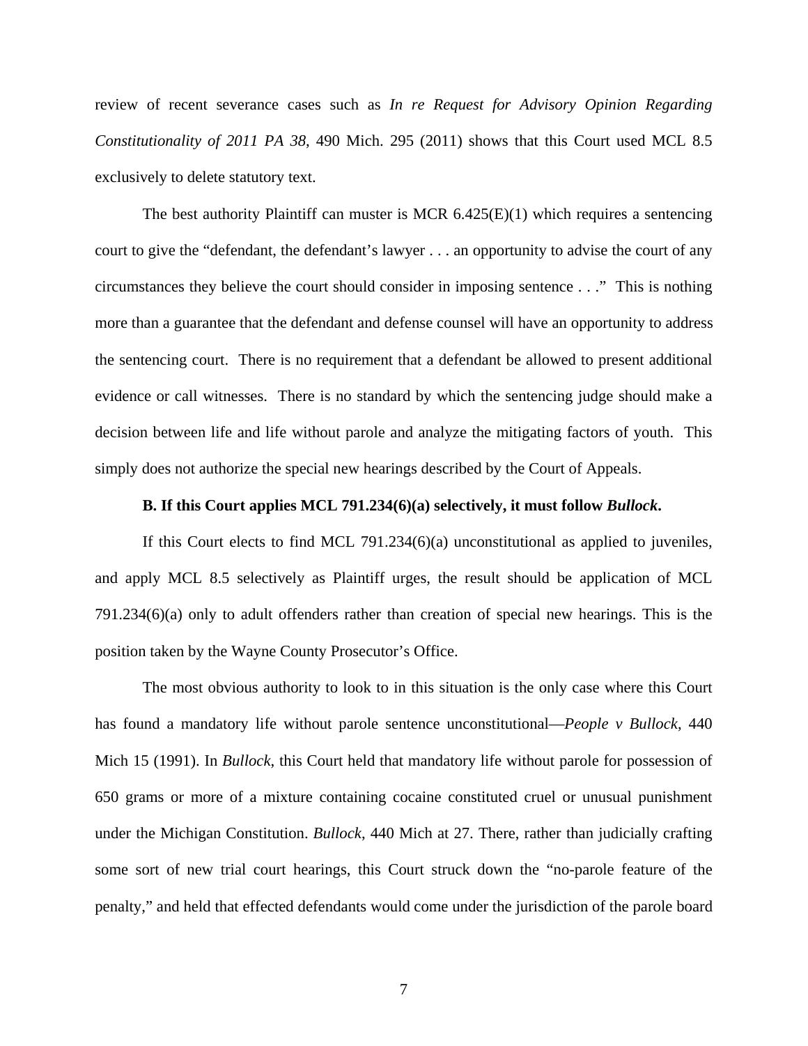review of recent severance cases such as *In re Request for Advisory Opinion Regarding Constitutionality of 2011 PA 38*, 490 Mich. 295 (2011) shows that this Court used MCL 8.5 exclusively to delete statutory text.

The best authority Plaintiff can muster is MCR 6.425(E)(1) which requires a sentencing court to give the "defendant, the defendant's lawyer . . . an opportunity to advise the court of any circumstances they believe the court should consider in imposing sentence . . ." This is nothing more than a guarantee that the defendant and defense counsel will have an opportunity to address the sentencing court. There is no requirement that a defendant be allowed to present additional evidence or call witnesses. There is no standard by which the sentencing judge should make a decision between life and life without parole and analyze the mitigating factors of youth. This simply does not authorize the special new hearings described by the Court of Appeals.

**B. If this Court applies MCL 791.234(6)(a) selectively, it must follow *Bullock*.**

If this Court elects to find MCL 791.234(6)(a) unconstitutional as applied to juveniles, and apply MCL 8.5 selectively as Plaintiff urges, the result should be application of MCL 791.234(6)(a) only to adult offenders rather than creation of special new hearings. This is the position taken by the Wayne County Prosecutor's Office.

The most obvious authority to look to in this situation is the only case where this Court has found a mandatory life without parole sentence unconstitutional—*People v Bullock*, 440 Mich 15 (1991). In *Bullock*, this Court held that mandatory life without parole for possession of 650 grams or more of a mixture containing cocaine constituted cruel or unusual punishment under the Michigan Constitution. *Bullock*, 440 Mich at 27. There, rather than judicially crafting some sort of new trial court hearings, this Court struck down the "no-parole feature of the penalty," and held that effected defendants would come under the jurisdiction of the parole board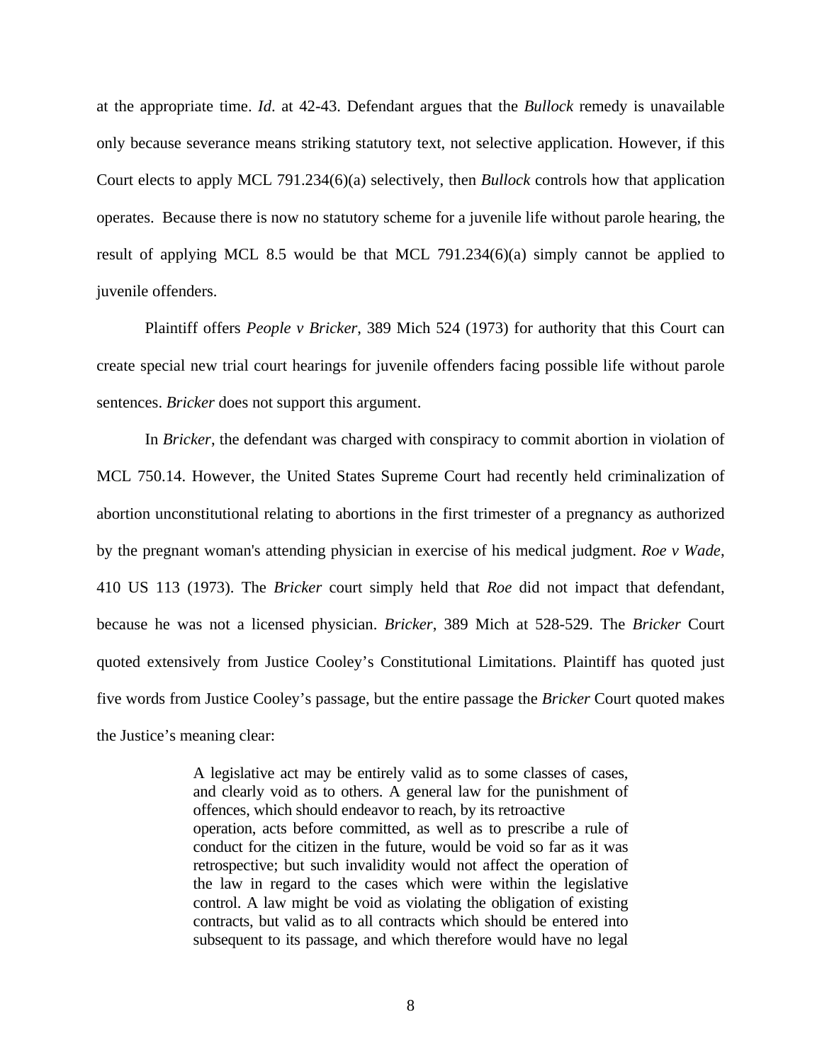at the appropriate time. *Id*. at 42-43. Defendant argues that the *Bullock* remedy is unavailable only because severance means striking statutory text, not selective application. However, if this Court elects to apply MCL 791.234(6)(a) selectively, then *Bullock* controls how that application operates. Because there is now no statutory scheme for a juvenile life without parole hearing, the result of applying MCL 8.5 would be that MCL 791.234(6)(a) simply cannot be applied to juvenile offenders.

Plaintiff offers *People v Bricker*, 389 Mich 524 (1973) for authority that this Court can create special new trial court hearings for juvenile offenders facing possible life without parole sentences. *Bricker* does not support this argument.

In *Bricker*, the defendant was charged with conspiracy to commit abortion in violation of MCL 750.14. However, the United States Supreme Court had recently held criminalization of abortion unconstitutional relating to abortions in the first trimester of a pregnancy as authorized by the pregnant woman's attending physician in exercise of his medical judgment. *Roe v Wade*, 410 US 113 (1973). The *Bricker* court simply held that *Roe* did not impact that defendant, because he was not a licensed physician. *Bricker*, 389 Mich at 528-529. The *Bricker* Court quoted extensively from Justice Cooley's Constitutional Limitations. Plaintiff has quoted just five words from Justice Cooley's passage, but the entire passage the *Bricker* Court quoted makes the Justice's meaning clear:

> A legislative act may be entirely valid as to some classes of cases, and clearly void as to others. A general law for the punishment of offences, which should endeavor to reach, by its retroactive operation, acts before committed, as well as to prescribe a rule of conduct for the citizen in the future, would be void so far as it was retrospective; but such invalidity would not affect the operation of the law in regard to the cases which were within the legislative control. A law might be void as violating the obligation of existing contracts, but valid as to all contracts which should be entered into subsequent to its passage, and which therefore would have no legal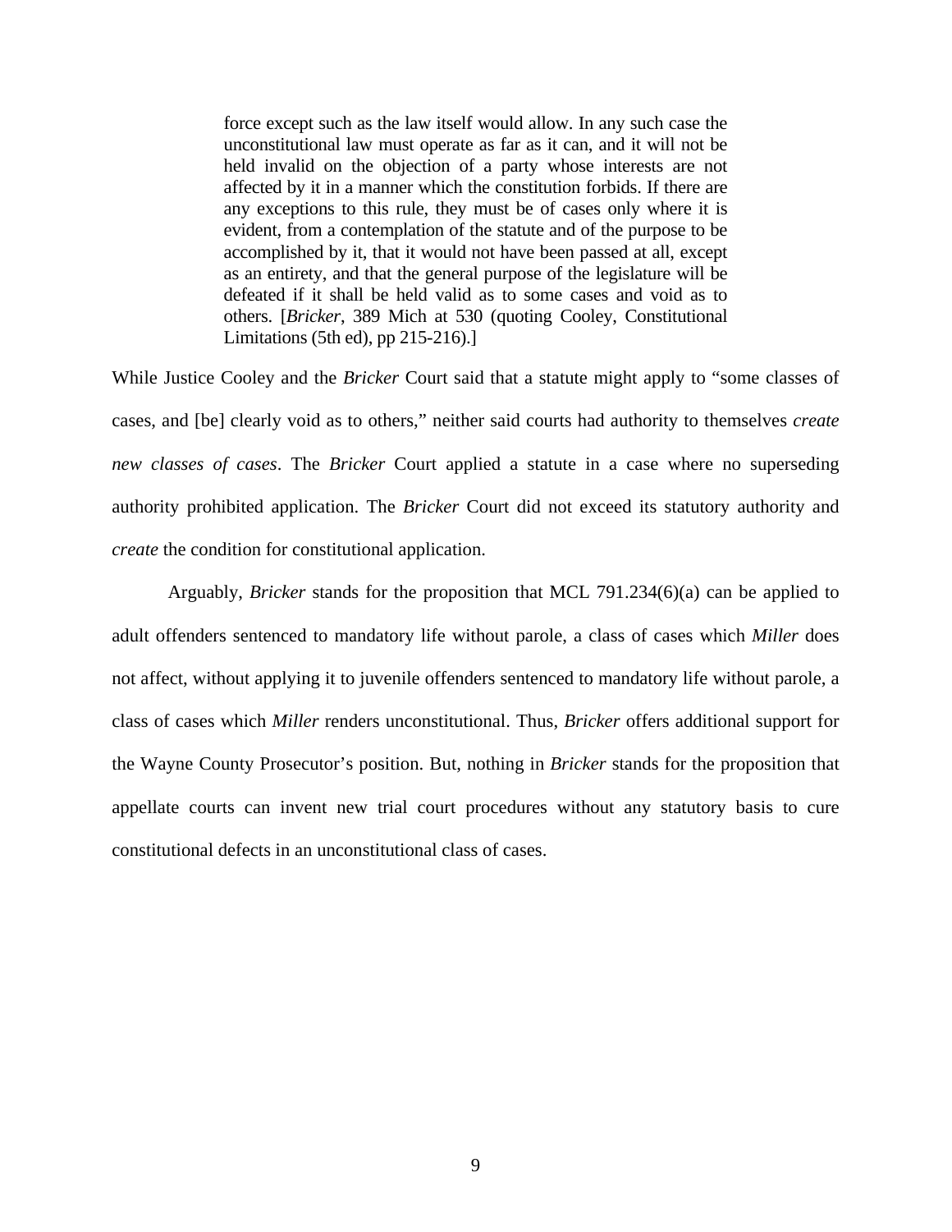> force except such as the law itself would allow. In any such case the unconstitutional law must operate as far as it can, and it will not be held invalid on the objection of a party whose interests are not affected by it in a manner which the constitution forbids. If there are any exceptions to this rule, they must be of cases only where it is evident, from a contemplation of the statute and of the purpose to be accomplished by it, that it would not have been passed at all, except as an entirety, and that the general purpose of the legislature will be defeated if it shall be held valid as to some cases and void as to others. [*Bricker*, 389 Mich at 530 (quoting Cooley, Constitutional Limitations (5th ed), pp 215-216).]

While Justice Cooley and the *Bricker* Court said that a statute might apply to "some classes of cases, and [be] clearly void as to others," neither said courts had authority to themselves *create new classes of cases*. The *Bricker* Court applied a statute in a case where no superseding authority prohibited application. The *Bricker* Court did not exceed its statutory authority and *create* the condition for constitutional application.

Arguably, *Bricker* stands for the proposition that MCL 791.234(6)(a) can be applied to adult offenders sentenced to mandatory life without parole, a class of cases which *Miller* does not affect, without applying it to juvenile offenders sentenced to mandatory life without parole, a class of cases which *Miller* renders unconstitutional. Thus, *Bricker* offers additional support for the Wayne County Prosecutor's position. But, nothing in *Bricker* stands for the proposition that appellate courts can invent new trial court procedures without any statutory basis to cure constitutional defects in an unconstitutional class of cases.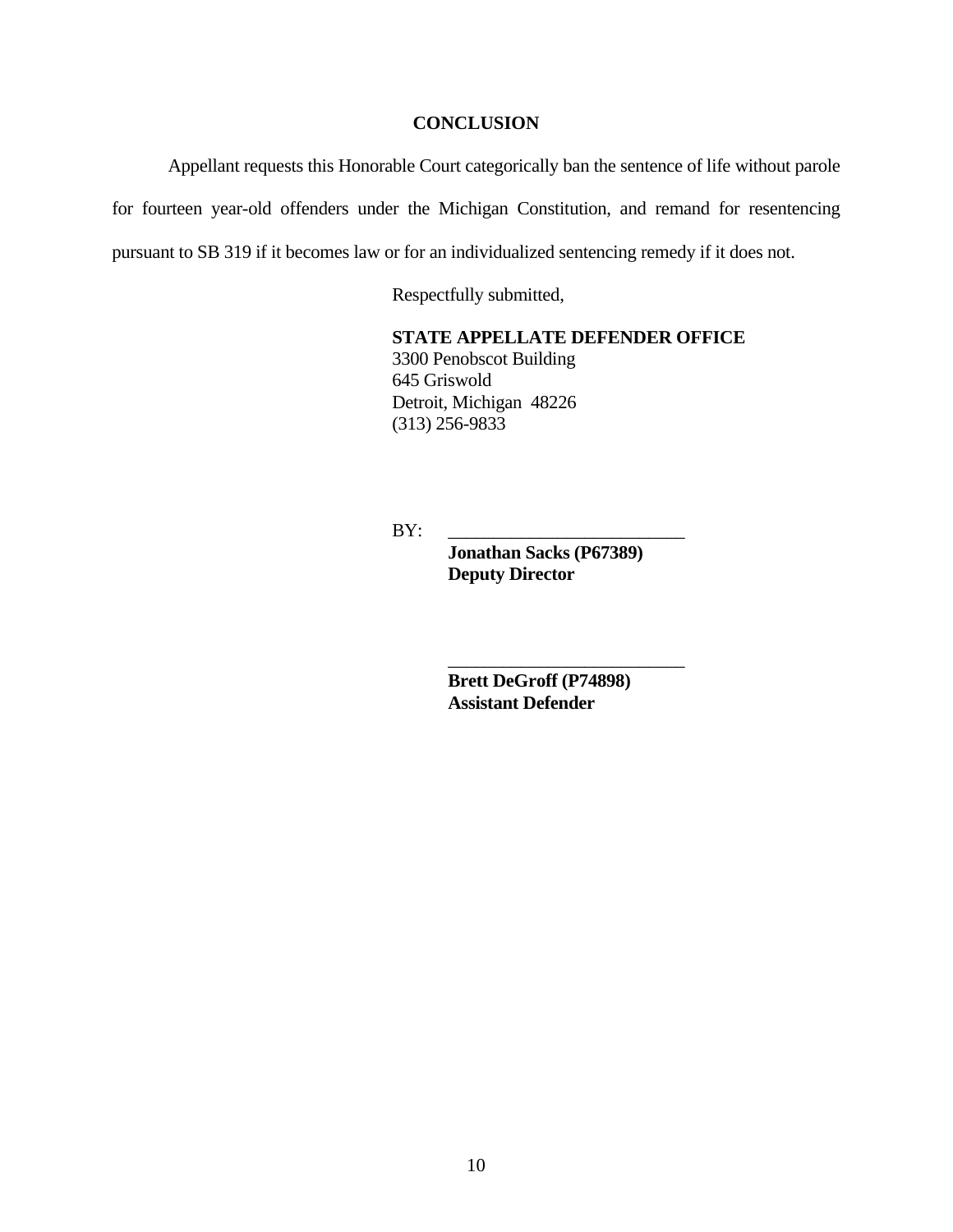## CONCLUSION

Appellant requests this Honorable Court categorically ban the sentence of life without parole for fourteen year-old offenders under the Michigan Constitution, and remand for resentencing pursuant to SB 319 if it becomes law or for an individualized sentencing remedy if it does not.

Respectfully submitted,

**STATE APPELLATE DEFENDER OFFICE**
3300 Penobscot Building
645 Griswold
Detroit, Michigan 48226
(313) 256-9833

BY: \_\_\_\_\_\_\_\_\_\_\_\_\_\_\_\_\_\_\_\_\_\_\_\_\_\_
**Jonathan Sacks (P67389)**
**Deputy Director**

\_\_\_\_\_\_\_\_\_\_\_\_\_\_\_\_\_\_\_\_\_\_\_\_\_\_
**Brett DeGroff (P74898)**
**Assistant Defender**